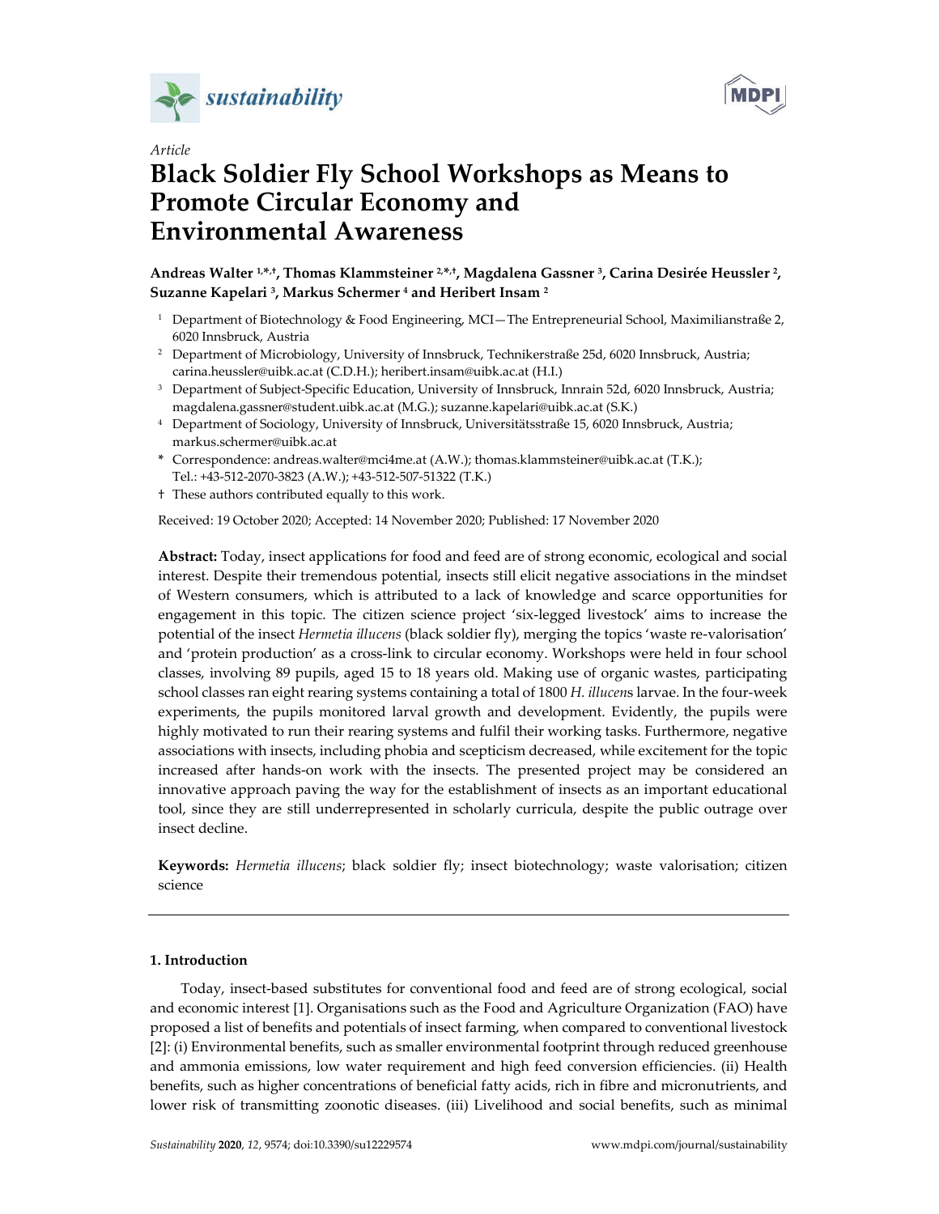*Article*

# Black Soldier Fly School Workshops as Means to Promote Circular Economy and Environmental Awareness

**Andreas Walter [1,*,†], Thomas Klammsteiner [2,*,†], Magdalena Gassner [3], Carina Desirée Heussler [2], Suzanne Kapelari [3], Markus Schermer [4] and Heribert Insam [2]**

[1] Department of Biotechnology & Food Engineering, MCI—The Entrepreneurial School, Maximilianstraße 2, 6020 Innsbruck, Austria

[2] Department of Microbiology, University of Innsbruck, Technikerstraße 25d, 6020 Innsbruck, Austria; carina.heussler@uibk.ac.at (C.D.H.); heribert.insam@uibk.ac.at (H.I.)

[3] Department of Subject-Specific Education, University of Innsbruck, Innrain 52d, 6020 Innsbruck, Austria; magdalena.gassner@student.uibk.ac.at (M.G.); suzanne.kapelari@uibk.ac.at (S.K.)

[4] Department of Sociology, University of Innsbruck, Universitätsstraße 15, 6020 Innsbruck, Austria; markus.schermer@uibk.ac.at

\* Correspondence: andreas.walter@mci4me.at (A.W.); thomas.klammsteiner@uibk.ac.at (T.K.); Tel.: +43-512-2070-3823 (A.W.); +43-512-507-51322 (T.K.)

† These authors contributed equally to this work.

Received: 19 October 2020; Accepted: 14 November 2020; Published: 17 November 2020

**Abstract:** Today, insect applications for food and feed are of strong economic, ecological and social interest. Despite their tremendous potential, insects still elicit negative associations in the mindset of Western consumers, which is attributed to a lack of knowledge and scarce opportunities for engagement in this topic. The citizen science project 'six-legged livestock' aims to increase the potential of the insect *Hermetia illucens* (black soldier fly), merging the topics 'waste re-valorisation' and 'protein production' as a cross-link to circular economy. Workshops were held in four school classes, involving 89 pupils, aged 15 to 18 years old. Making use of organic wastes, participating school classes ran eight rearing systems containing a total of 1800 *H. illucens* larvae. In the four-week experiments, the pupils monitored larval growth and development. Evidently, the pupils were highly motivated to run their rearing systems and fulfil their working tasks. Furthermore, negative associations with insects, including phobia and scepticism decreased, while excitement for the topic increased after hands-on work with the insects. The presented project may be considered an innovative approach paving the way for the establishment of insects as an important educational tool, since they are still underrepresented in scholarly curricula, despite the public outrage over insect decline.

**Keywords:** *Hermetia illucens*; black soldier fly; insect biotechnology; waste valorisation; citizen science

## 1. Introduction

Today, insect-based substitutes for conventional food and feed are of strong ecological, social and economic interest [1]. Organisations such as the Food and Agriculture Organization (FAO) have proposed a list of benefits and potentials of insect farming, when compared to conventional livestock [2]: (i) Environmental benefits, such as smaller environmental footprint through reduced greenhouse and ammonia emissions, low water requirement and high feed conversion efficiencies. (ii) Health benefits, such as higher concentrations of beneficial fatty acids, rich in fibre and micronutrients, and lower risk of transmitting zoonotic diseases. (iii) Livelihood and social benefits, such as minimal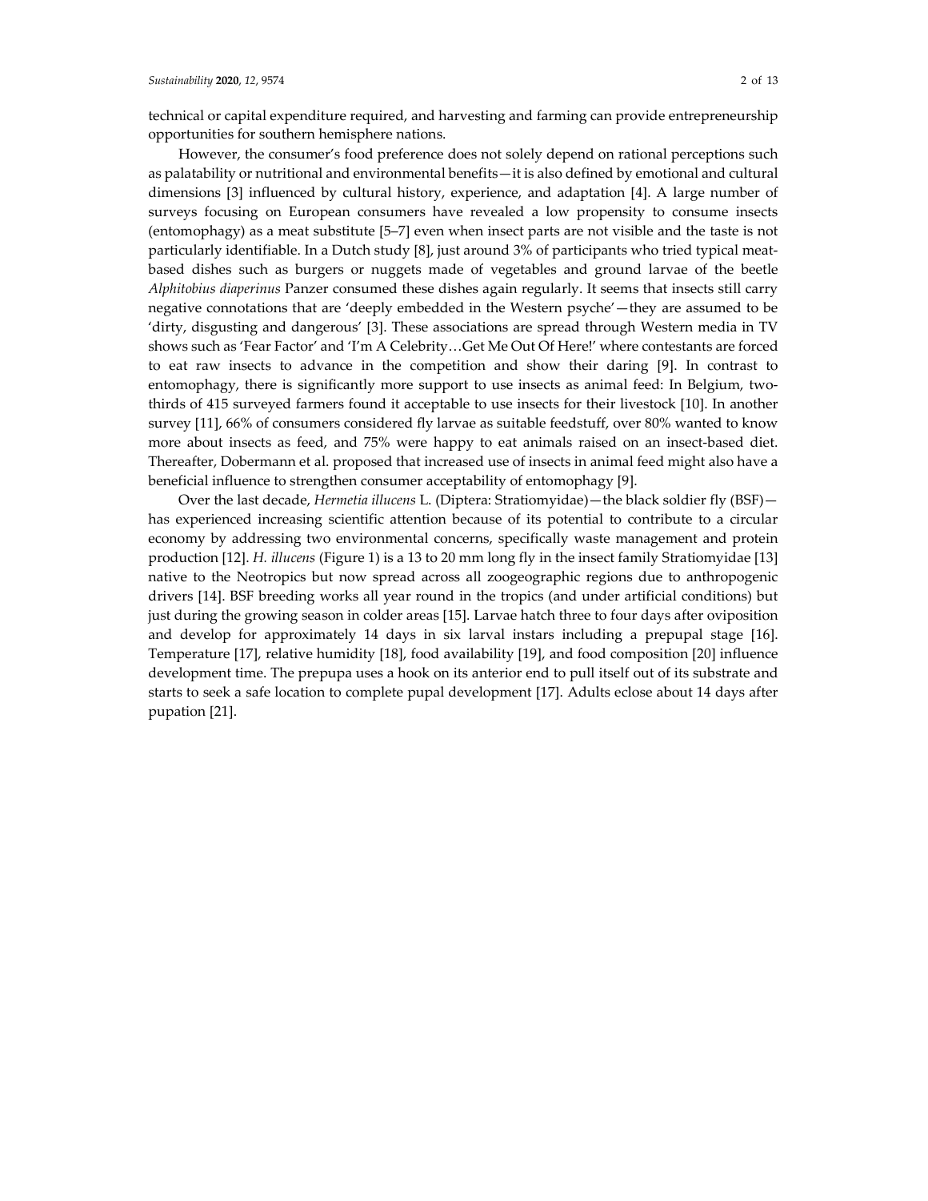technical or capital expenditure required, and harvesting and farming can provide entrepreneurship opportunities for southern hemisphere nations.

However, the consumer's food preference does not solely depend on rational perceptions such as palatability or nutritional and environmental benefits—it is also defined by emotional and cultural dimensions [3] influenced by cultural history, experience, and adaptation [4]. A large number of surveys focusing on European consumers have revealed a low propensity to consume insects (entomophagy) as a meat substitute [5–7] even when insect parts are not visible and the taste is not particularly identifiable. In a Dutch study [8], just around 3% of participants who tried typical meat-based dishes such as burgers or nuggets made of vegetables and ground larvae of the beetle *Alphitobius diaperinus* Panzer consumed these dishes again regularly. It seems that insects still carry negative connotations that are 'deeply embedded in the Western psyche'—they are assumed to be 'dirty, disgusting and dangerous' [3]. These associations are spread through Western media in TV shows such as 'Fear Factor' and 'I'm A Celebrity…Get Me Out Of Here!' where contestants are forced to eat raw insects to advance in the competition and show their daring [9]. In contrast to entomophagy, there is significantly more support to use insects as animal feed: In Belgium, two-thirds of 415 surveyed farmers found it acceptable to use insects for their livestock [10]. In another survey [11], 66% of consumers considered fly larvae as suitable feedstuff, over 80% wanted to know more about insects as feed, and 75% were happy to eat animals raised on an insect-based diet. Thereafter, Dobermann et al. proposed that increased use of insects in animal feed might also have a beneficial influence to strengthen consumer acceptability of entomophagy [9].

Over the last decade, *Hermetia illucens* L. (Diptera: Stratiomyidae)—the black soldier fly (BSF)—has experienced increasing scientific attention because of its potential to contribute to a circular economy by addressing two environmental concerns, specifically waste management and protein production [12]. *H. illucens* (Figure 1) is a 13 to 20 mm long fly in the insect family Stratiomyidae [13] native to the Neotropics but now spread across all zoogeographic regions due to anthropogenic drivers [14]. BSF breeding works all year round in the tropics (and under artificial conditions) but just during the growing season in colder areas [15]. Larvae hatch three to four days after oviposition and develop for approximately 14 days in six larval instars including a prepupal stage [16]. Temperature [17], relative humidity [18], food availability [19], and food composition [20] influence development time. The prepupa uses a hook on its anterior end to pull itself out of its substrate and starts to seek a safe location to complete pupal development [17]. Adults eclose about 14 days after pupation [21].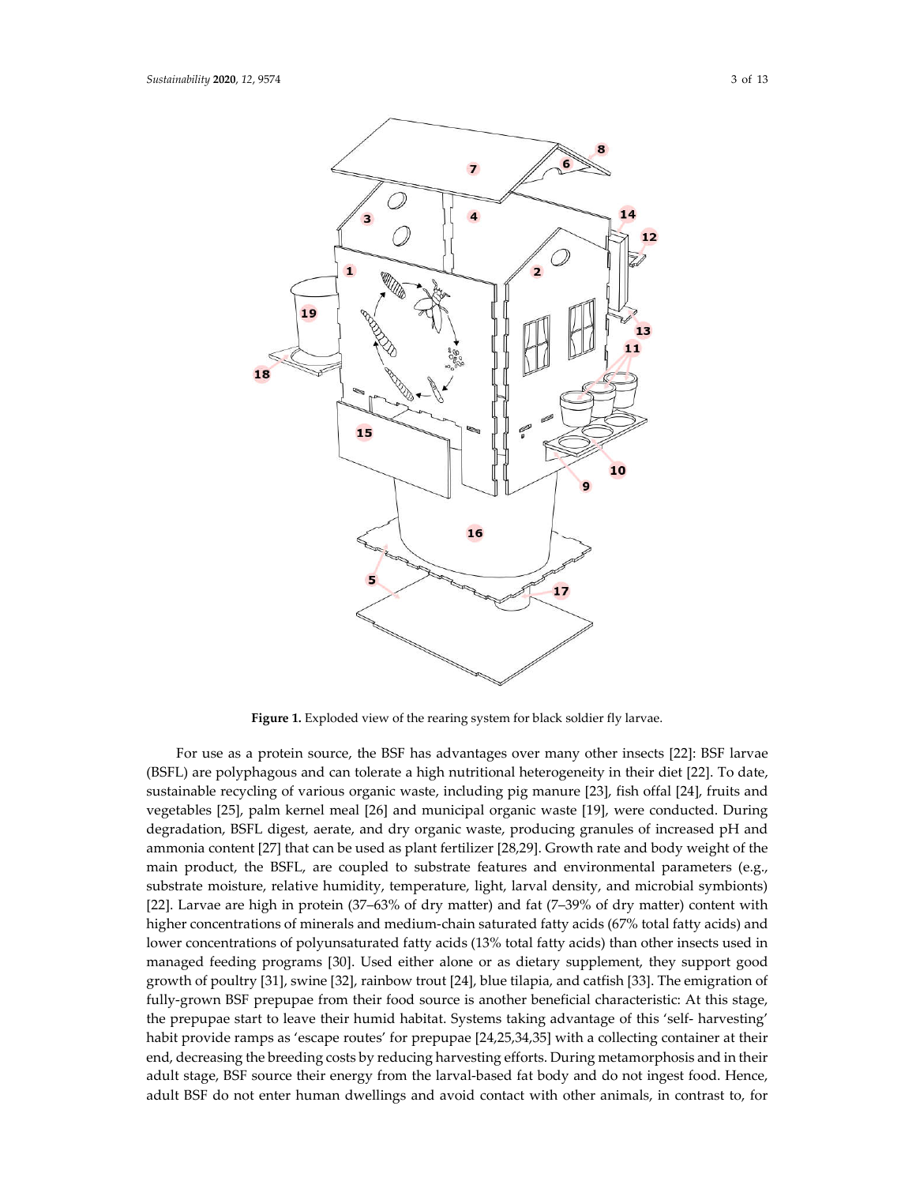**Figure 1.** Exploded view of the rearing system for black soldier fly larvae.

For use as a protein source, the BSF has advantages over many other insects [22]: BSF larvae (BSFL) are polyphagous and can tolerate a high nutritional heterogeneity in their diet [22]. To date, sustainable recycling of various organic waste, including pig manure [23], fish offal [24], fruits and vegetables [25], palm kernel meal [26] and municipal organic waste [19], were conducted. During degradation, BSFL digest, aerate, and dry organic waste, producing granules of increased pH and ammonia content [27] that can be used as plant fertilizer [28,29]. Growth rate and body weight of the main product, the BSFL, are coupled to substrate features and environmental parameters (e.g., substrate moisture, relative humidity, temperature, light, larval density, and microbial symbionts) [22]. Larvae are high in protein (37–63% of dry matter) and fat (7–39% of dry matter) content with higher concentrations of minerals and medium-chain saturated fatty acids (67% total fatty acids) and lower concentrations of polyunsaturated fatty acids (13% total fatty acids) than other insects used in managed feeding programs [30]. Used either alone or as dietary supplement, they support good growth of poultry [31], swine [32], rainbow trout [24], blue tilapia, and catfish [33]. The emigration of fully-grown BSF prepupae from their food source is another beneficial characteristic: At this stage, the prepupae start to leave their humid habitat. Systems taking advantage of this 'self- harvesting' habit provide ramps as 'escape routes' for prepupae [24,25,34,35] with a collecting container at their end, decreasing the breeding costs by reducing harvesting efforts. During metamorphosis and in their adult stage, BSF source their energy from the larval-based fat body and do not ingest food. Hence, adult BSF do not enter human dwellings and avoid contact with other animals, in contrast to, for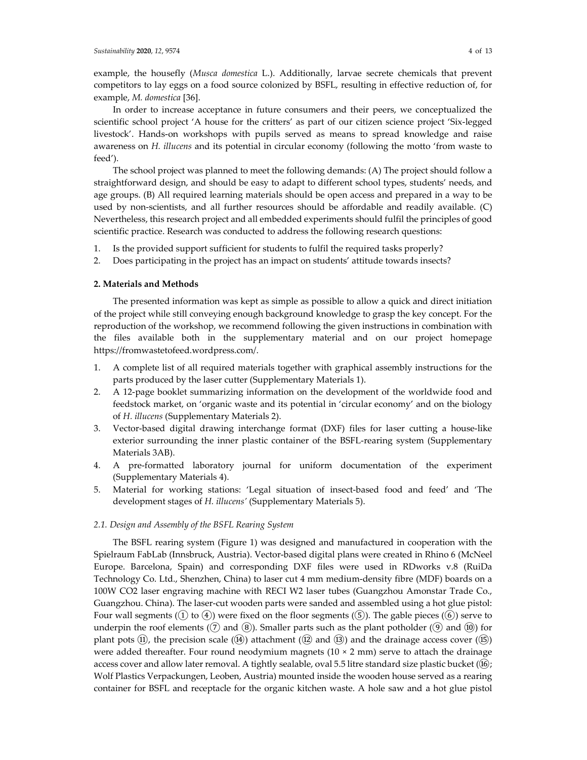example, the housefly (*Musca domestica* L.). Additionally, larvae secrete chemicals that prevent competitors to lay eggs on a food source colonized by BSFL, resulting in effective reduction of, for example, *M. domestica* [36].

In order to increase acceptance in future consumers and their peers, we conceptualized the scientific school project 'A house for the critters' as part of our citizen science project 'Six-legged livestock'. Hands-on workshops with pupils served as means to spread knowledge and raise awareness on *H. illucens* and its potential in circular economy (following the motto 'from waste to feed').

The school project was planned to meet the following demands: (A) The project should follow a straightforward design, and should be easy to adapt to different school types, students' needs, and age groups. (B) All required learning materials should be open access and prepared in a way to be used by non-scientists, and all further resources should be affordable and readily available. (C) Nevertheless, this research project and all embedded experiments should fulfil the principles of good scientific practice. Research was conducted to address the following research questions:

1. Is the provided support sufficient for students to fulfil the required tasks properly?
2. Does participating in the project has an impact on students' attitude towards insects?

## 2. Materials and Methods

The presented information was kept as simple as possible to allow a quick and direct initiation of the project while still conveying enough background knowledge to grasp the key concept. For the reproduction of the workshop, we recommend following the given instructions in combination with the files available both in the supplementary material and on our project homepage https://fromwastetofeed.wordpress.com/.

1. A complete list of all required materials together with graphical assembly instructions for the parts produced by the laser cutter (Supplementary Materials 1).
2. A 12-page booklet summarizing information on the development of the worldwide food and feedstock market, on 'organic waste and its potential in 'circular economy' and on the biology of *H. illucens* (Supplementary Materials 2).
3. Vector-based digital drawing interchange format (DXF) files for laser cutting a house-like exterior surrounding the inner plastic container of the BSFL-rearing system (Supplementary Materials 3AB).
4. A pre-formatted laboratory journal for uniform documentation of the experiment (Supplementary Materials 4).
5. Material for working stations: 'Legal situation of insect-based food and feed' and 'The development stages of *H. illucens'* (Supplementary Materials 5).

### 2.1. Design and Assembly of the BSFL Rearing System

The BSFL rearing system (Figure 1) was designed and manufactured in cooperation with the Spielraum FabLab (Innsbruck, Austria). Vector-based digital plans were created in Rhino 6 (McNeel Europe. Barcelona, Spain) and corresponding DXF files were used in RDworks v.8 (RuiDa Technology Co. Ltd., Shenzhen, China) to laser cut 4 mm medium-density fibre (MDF) boards on a 100W CO2 laser engraving machine with RECI W2 laser tubes (Guangzhou Amonstar Trade Co., Guangzhou. China). The laser-cut wooden parts were sanded and assembled using a hot glue pistol: Four wall segments (① to ④) were fixed on the floor segments (⑤). The gable pieces (⑥) serve to underpin the roof elements (⑦ and ⑧). Smaller parts such as the plant potholder (⑨ and ⑩) for plant pots ⑪, the precision scale (⑭) attachment (⑫ and ⑬) and the drainage access cover (⑮) were added thereafter. Four round neodymium magnets (10 × 2 mm) serve to attach the drainage access cover and allow later removal. A tightly sealable, oval 5.5 litre standard size plastic bucket (⑯; Wolf Plastics Verpackungen, Leoben, Austria) mounted inside the wooden house served as a rearing container for BSFL and receptacle for the organic kitchen waste. A hole saw and a hot glue pistol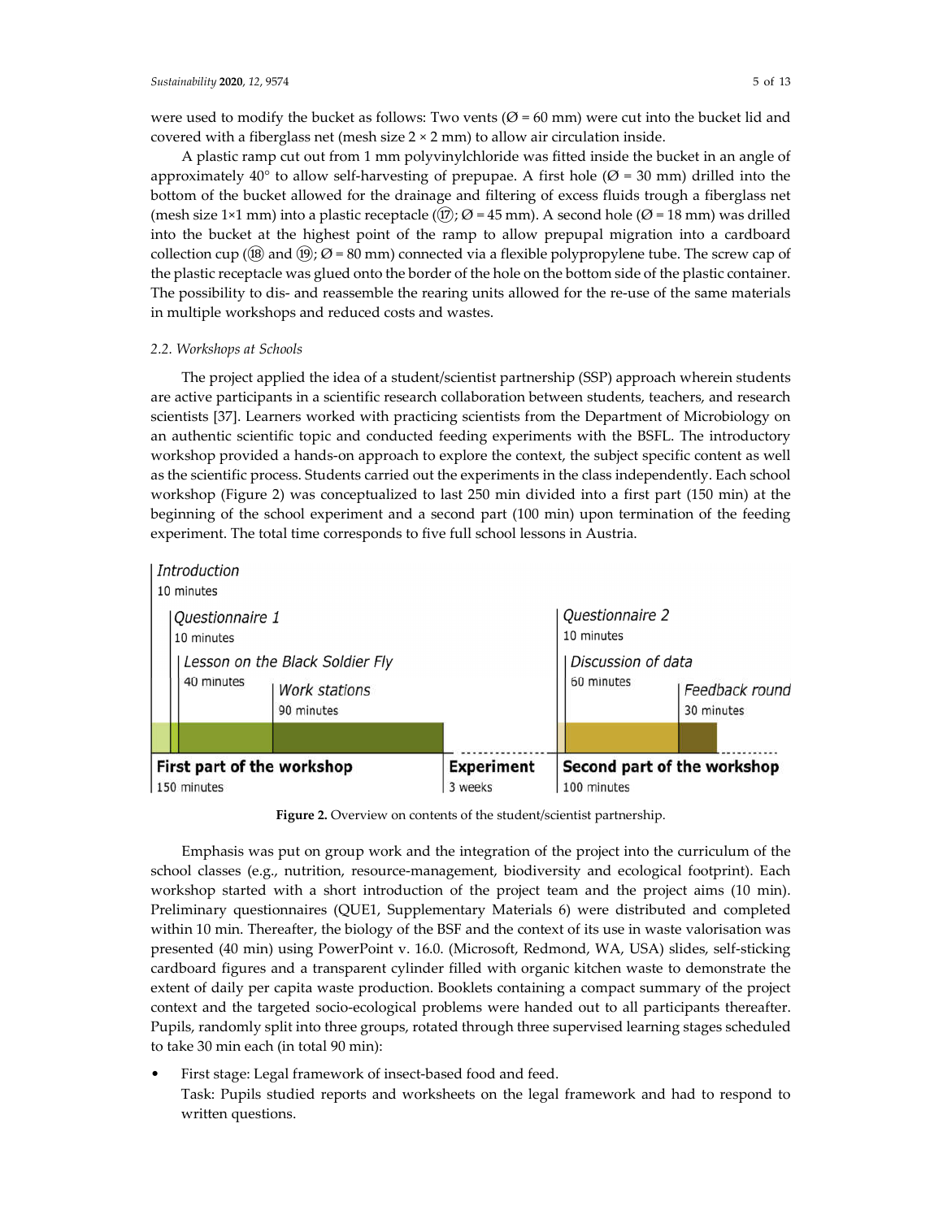were used to modify the bucket as follows: Two vents (Ø = 60 mm) were cut into the bucket lid and covered with a fiberglass net (mesh size 2 × 2 mm) to allow air circulation inside.

A plastic ramp cut out from 1 mm polyvinylchloride was fitted inside the bucket in an angle of approximately 40° to allow self-harvesting of prepupae. A first hole (Ø = 30 mm) drilled into the bottom of the bucket allowed for the drainage and filtering of excess fluids trough a fiberglass net (mesh size 1×1 mm) into a plastic receptacle (⑰; Ø = 45 mm). A second hole (Ø = 18 mm) was drilled into the bucket at the highest point of the ramp to allow prepupal migration into a cardboard collection cup (⑱ and ⑲; Ø = 80 mm) connected via a flexible polypropylene tube. The screw cap of the plastic receptacle was glued onto the border of the hole on the bottom side of the plastic container. The possibility to dis- and reassemble the rearing units allowed for the re-use of the same materials in multiple workshops and reduced costs and wastes.

### 2.2. Workshops at Schools

The project applied the idea of a student/scientist partnership (SSP) approach wherein students are active participants in a scientific research collaboration between students, teachers, and research scientists [37]. Learners worked with practicing scientists from the Department of Microbiology on an authentic scientific topic and conducted feeding experiments with the BSFL. The introductory workshop provided a hands-on approach to explore the context, the subject specific content as well as the scientific process. Students carried out the experiments in the class independently. Each school workshop (Figure 2) was conceptualized to last 250 min divided into a first part (150 min) at the beginning of the school experiment and a second part (100 min) upon termination of the feeding experiment. The total time corresponds to five full school lessons in Austria.

**Figure 2.** Overview on contents of the student/scientist partnership.

Emphasis was put on group work and the integration of the project into the curriculum of the school classes (e.g., nutrition, resource-management, biodiversity and ecological footprint). Each workshop started with a short introduction of the project team and the project aims (10 min). Preliminary questionnaires (QUE1, Supplementary Materials 6) were distributed and completed within 10 min. Thereafter, the biology of the BSF and the context of its use in waste valorisation was presented (40 min) using PowerPoint v. 16.0. (Microsoft, Redmond, WA, USA) slides, self-sticking cardboard figures and a transparent cylinder filled with organic kitchen waste to demonstrate the extent of daily per capita waste production. Booklets containing a compact summary of the project context and the targeted socio-ecological problems were handed out to all participants thereafter. Pupils, randomly split into three groups, rotated through three supervised learning stages scheduled to take 30 min each (in total 90 min):

- First stage: Legal framework of insect-based food and feed.
  Task: Pupils studied reports and worksheets on the legal framework and had to respond to written questions.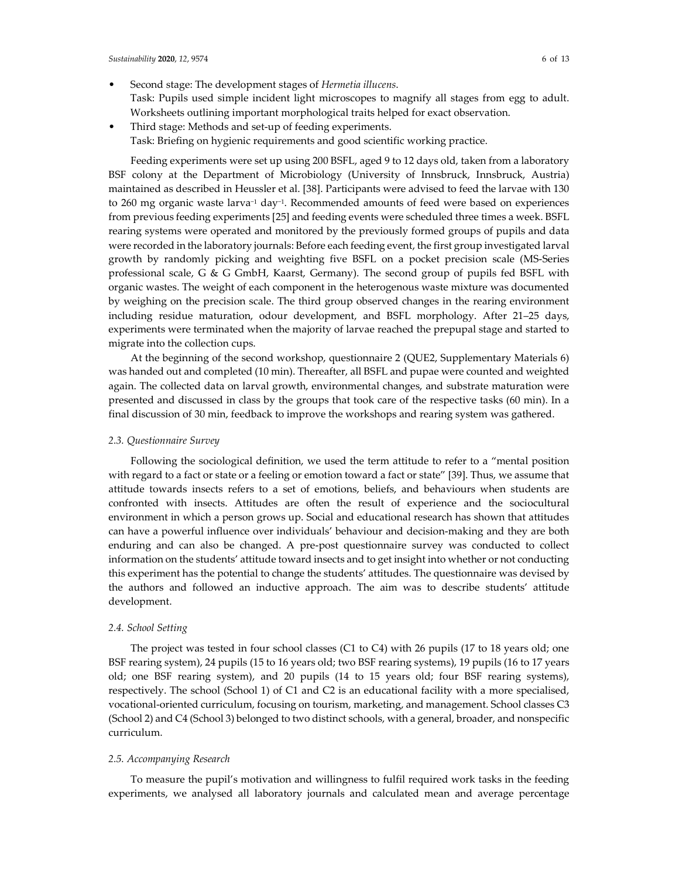- Second stage: The development stages of *Hermetia illucens*.
  Task: Pupils used simple incident light microscopes to magnify all stages from egg to adult. Worksheets outlining important morphological traits helped for exact observation.
- Third stage: Methods and set-up of feeding experiments.
  Task: Briefing on hygienic requirements and good scientific working practice.

Feeding experiments were set up using 200 BSFL, aged 9 to 12 days old, taken from a laboratory BSF colony at the Department of Microbiology (University of Innsbruck, Innsbruck, Austria) maintained as described in Heussler et al. [38]. Participants were advised to feed the larvae with 130 to 260 mg organic waste larva$^{-1}$ day$^{-1}$. Recommended amounts of feed were based on experiences from previous feeding experiments [25] and feeding events were scheduled three times a week. BSFL rearing systems were operated and monitored by the previously formed groups of pupils and data were recorded in the laboratory journals: Before each feeding event, the first group investigated larval growth by randomly picking and weighting five BSFL on a pocket precision scale (MS-Series professional scale, G & G GmbH, Kaarst, Germany). The second group of pupils fed BSFL with organic wastes. The weight of each component in the heterogenous waste mixture was documented by weighing on the precision scale. The third group observed changes in the rearing environment including residue maturation, odour development, and BSFL morphology. After 21–25 days, experiments were terminated when the majority of larvae reached the prepupal stage and started to migrate into the collection cups.

At the beginning of the second workshop, questionnaire 2 (QUE2, Supplementary Materials 6) was handed out and completed (10 min). Thereafter, all BSFL and pupae were counted and weighted again. The collected data on larval growth, environmental changes, and substrate maturation were presented and discussed in class by the groups that took care of the respective tasks (60 min). In a final discussion of 30 min, feedback to improve the workshops and rearing system was gathered.

### 2.3. Questionnaire Survey

Following the sociological definition, we used the term attitude to refer to a "mental position with regard to a fact or state or a feeling or emotion toward a fact or state" [39]. Thus, we assume that attitude towards insects refers to a set of emotions, beliefs, and behaviours when students are confronted with insects. Attitudes are often the result of experience and the sociocultural environment in which a person grows up. Social and educational research has shown that attitudes can have a powerful influence over individuals' behaviour and decision-making and they are both enduring and can also be changed. A pre-post questionnaire survey was conducted to collect information on the students' attitude toward insects and to get insight into whether or not conducting this experiment has the potential to change the students' attitudes. The questionnaire was devised by the authors and followed an inductive approach. The aim was to describe students' attitude development.

### 2.4. School Setting

The project was tested in four school classes (C1 to C4) with 26 pupils (17 to 18 years old; one BSF rearing system), 24 pupils (15 to 16 years old; two BSF rearing systems), 19 pupils (16 to 17 years old; one BSF rearing system), and 20 pupils (14 to 15 years old; four BSF rearing systems), respectively. The school (School 1) of C1 and C2 is an educational facility with a more specialised, vocational-oriented curriculum, focusing on tourism, marketing, and management. School classes C3 (School 2) and C4 (School 3) belonged to two distinct schools, with a general, broader, and nonspecific curriculum.

### 2.5. Accompanying Research

To measure the pupil's motivation and willingness to fulfil required work tasks in the feeding experiments, we analysed all laboratory journals and calculated mean and average percentage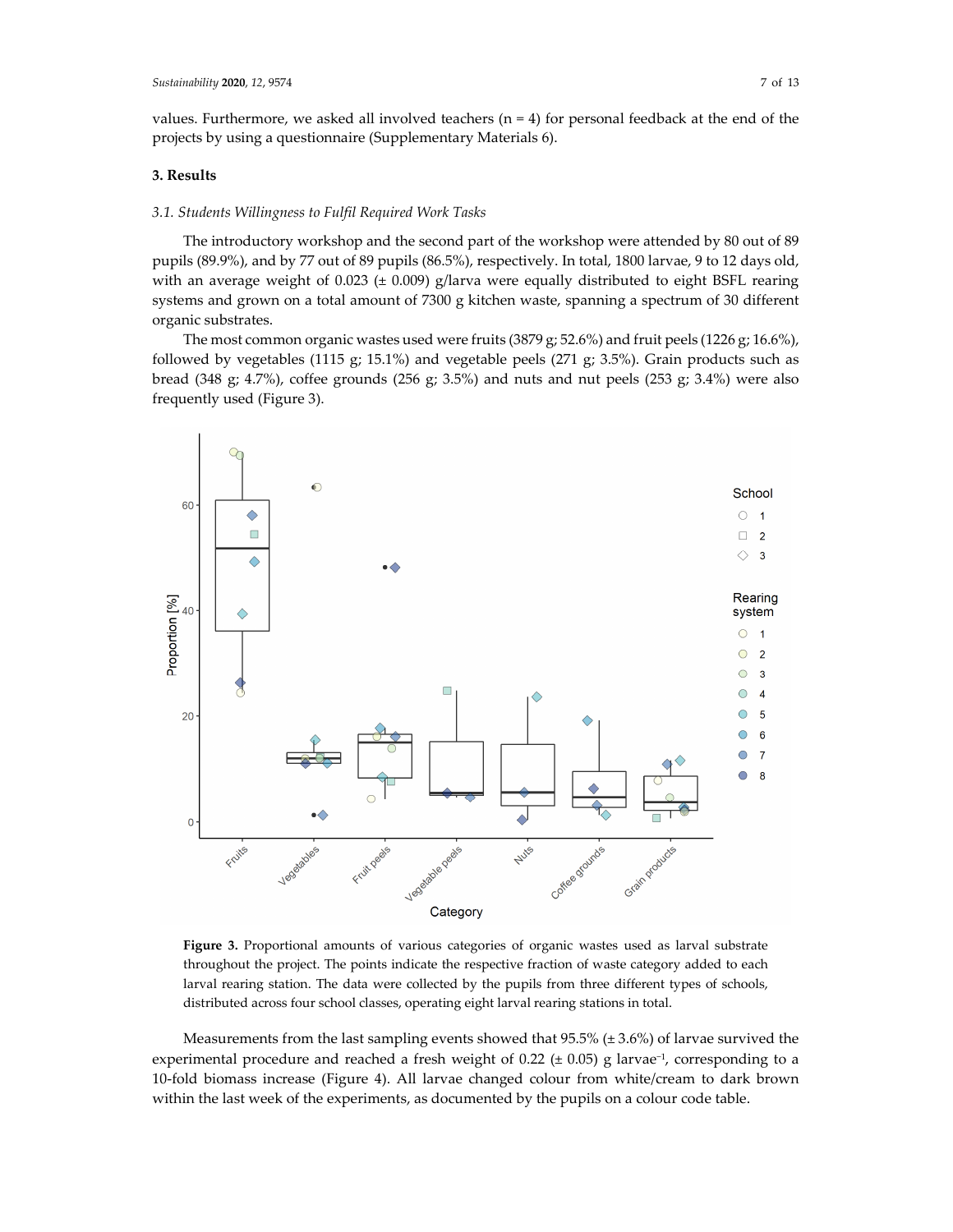values. Furthermore, we asked all involved teachers (n = 4) for personal feedback at the end of the projects by using a questionnaire (Supplementary Materials 6).

## 3. Results

### 3.1. Students Willingness to Fulfil Required Work Tasks

The introductory workshop and the second part of the workshop were attended by 80 out of 89 pupils (89.9%), and by 77 out of 89 pupils (86.5%), respectively. In total, 1800 larvae, 9 to 12 days old, with an average weight of 0.023 (± 0.009) g/larva were equally distributed to eight BSFL rearing systems and grown on a total amount of 7300 g kitchen waste, spanning a spectrum of 30 different organic substrates.

The most common organic wastes used were fruits (3879 g; 52.6%) and fruit peels (1226 g; 16.6%), followed by vegetables (1115 g; 15.1%) and vegetable peels (271 g; 3.5%). Grain products such as bread (348 g; 4.7%), coffee grounds (256 g; 3.5%) and nuts and nut peels (253 g; 3.4%) were also frequently used (Figure 3).

**Figure 3.** Proportional amounts of various categories of organic wastes used as larval substrate throughout the project. The points indicate the respective fraction of waste category added to each larval rearing station. The data were collected by the pupils from three different types of schools, distributed across four school classes, operating eight larval rearing stations in total.

Measurements from the last sampling events showed that 95.5% (± 3.6%) of larvae survived the experimental procedure and reached a fresh weight of 0.22 (± 0.05) g larvae$^{-1}$, corresponding to a 10-fold biomass increase (Figure 4). All larvae changed colour from white/cream to dark brown within the last week of the experiments, as documented by the pupils on a colour code table.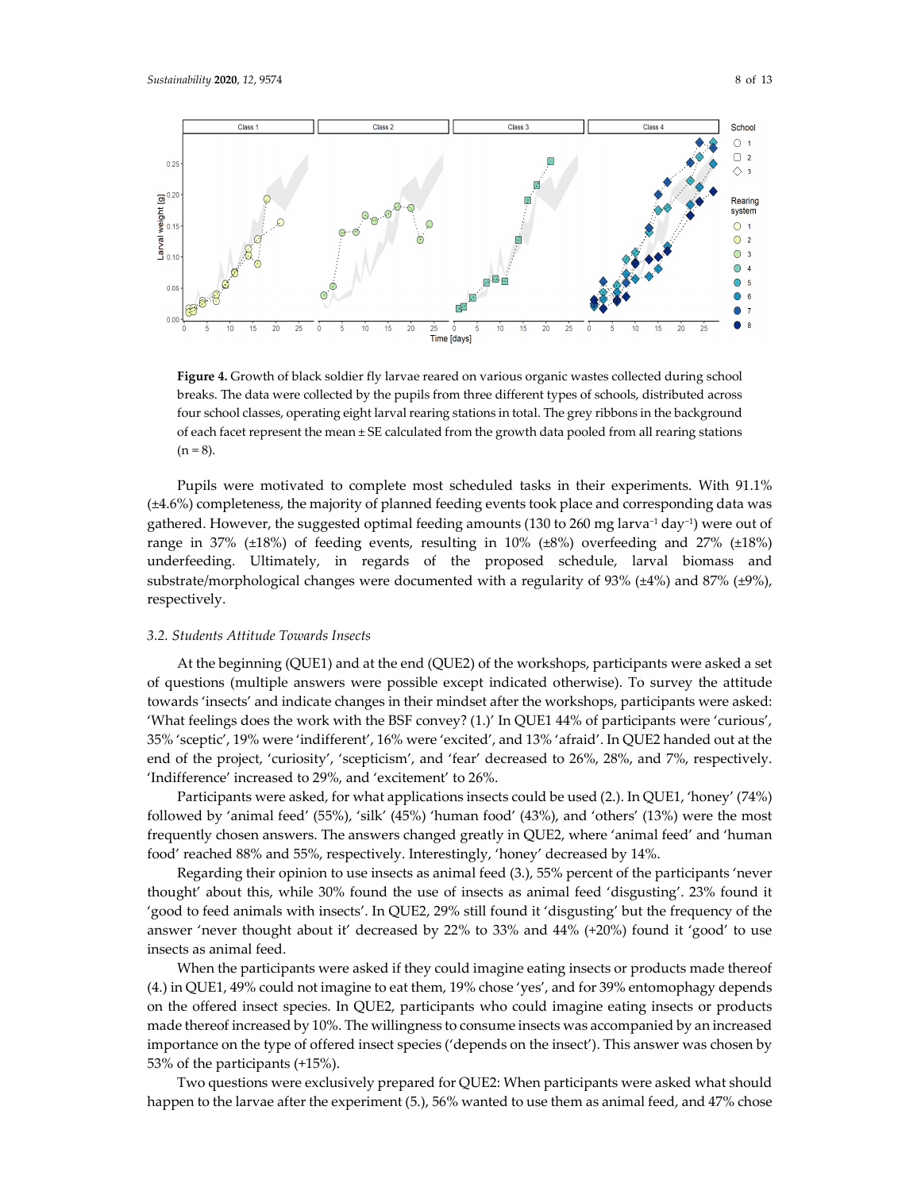**Figure 4.** Growth of black soldier fly larvae reared on various organic wastes collected during school breaks. The data were collected by the pupils from three different types of schools, distributed across four school classes, operating eight larval rearing stations in total. The grey ribbons in the background of each facet represent the mean ± SE calculated from the growth data pooled from all rearing stations (n = 8).

Pupils were motivated to complete most scheduled tasks in their experiments. With 91.1% (±4.6%) completeness, the majority of planned feeding events took place and corresponding data was gathered. However, the suggested optimal feeding amounts (130 to 260 mg larva$^{-1}$ day$^{-1}$) were out of range in 37% (±18%) of feeding events, resulting in 10% (±8%) overfeeding and 27% (±18%) underfeeding. Ultimately, in regards of the proposed schedule, larval biomass and substrate/morphological changes were documented with a regularity of 93% (±4%) and 87% (±9%), respectively.

### 3.2. Students Attitude Towards Insects

At the beginning (QUE1) and at the end (QUE2) of the workshops, participants were asked a set of questions (multiple answers were possible except indicated otherwise). To survey the attitude towards 'insects' and indicate changes in their mindset after the workshops, participants were asked: 'What feelings does the work with the BSF convey? (1.)' In QUE1 44% of participants were 'curious', 35% 'sceptic', 19% were 'indifferent', 16% were 'excited', and 13% 'afraid'. In QUE2 handed out at the end of the project, 'curiosity', 'scepticism', and 'fear' decreased to 26%, 28%, and 7%, respectively. 'Indifference' increased to 29%, and 'excitement' to 26%.

Participants were asked, for what applications insects could be used (2.). In QUE1, 'honey' (74%) followed by 'animal feed' (55%), 'silk' (45%) 'human food' (43%), and 'others' (13%) were the most frequently chosen answers. The answers changed greatly in QUE2, where 'animal feed' and 'human food' reached 88% and 55%, respectively. Interestingly, 'honey' decreased by 14%.

Regarding their opinion to use insects as animal feed (3.), 55% percent of the participants 'never thought' about this, while 30% found the use of insects as animal feed 'disgusting'. 23% found it 'good to feed animals with insects'. In QUE2, 29% still found it 'disgusting' but the frequency of the answer 'never thought about it' decreased by 22% to 33% and 44% (+20%) found it 'good' to use insects as animal feed.

When the participants were asked if they could imagine eating insects or products made thereof (4.) in QUE1, 49% could not imagine to eat them, 19% chose 'yes', and for 39% entomophagy depends on the offered insect species. In QUE2, participants who could imagine eating insects or products made thereof increased by 10%. The willingness to consume insects was accompanied by an increased importance on the type of offered insect species ('depends on the insect'). This answer was chosen by 53% of the participants (+15%).

Two questions were exclusively prepared for QUE2: When participants were asked what should happen to the larvae after the experiment (5.), 56% wanted to use them as animal feed, and 47% chose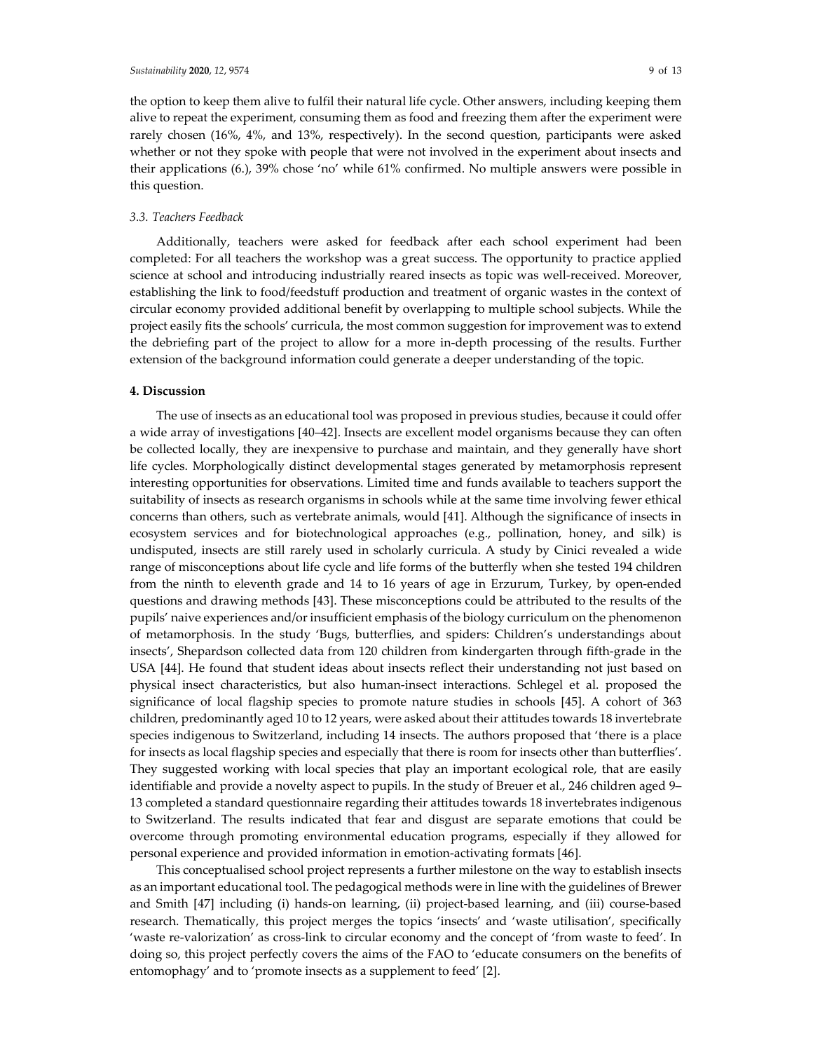the option to keep them alive to fulfil their natural life cycle. Other answers, including keeping them alive to repeat the experiment, consuming them as food and freezing them after the experiment were rarely chosen (16%, 4%, and 13%, respectively). In the second question, participants were asked whether or not they spoke with people that were not involved in the experiment about insects and their applications (6.), 39% chose 'no' while 61% confirmed. No multiple answers were possible in this question.

### *3.3. Teachers Feedback*

Additionally, teachers were asked for feedback after each school experiment had been completed: For all teachers the workshop was a great success. The opportunity to practice applied science at school and introducing industrially reared insects as topic was well-received. Moreover, establishing the link to food/feedstuff production and treatment of organic wastes in the context of circular economy provided additional benefit by overlapping to multiple school subjects. While the project easily fits the schools' curricula, the most common suggestion for improvement was to extend the debriefing part of the project to allow for a more in-depth processing of the results. Further extension of the background information could generate a deeper understanding of the topic.

## **4. Discussion**

The use of insects as an educational tool was proposed in previous studies, because it could offer a wide array of investigations [40–42]. Insects are excellent model organisms because they can often be collected locally, they are inexpensive to purchase and maintain, and they generally have short life cycles. Morphologically distinct developmental stages generated by metamorphosis represent interesting opportunities for observations. Limited time and funds available to teachers support the suitability of insects as research organisms in schools while at the same time involving fewer ethical concerns than others, such as vertebrate animals, would [41]. Although the significance of insects in ecosystem services and for biotechnological approaches (e.g., pollination, honey, and silk) is undisputed, insects are still rarely used in scholarly curricula. A study by Cinici revealed a wide range of misconceptions about life cycle and life forms of the butterfly when she tested 194 children from the ninth to eleventh grade and 14 to 16 years of age in Erzurum, Turkey, by open-ended questions and drawing methods [43]. These misconceptions could be attributed to the results of the pupils' naive experiences and/or insufficient emphasis of the biology curriculum on the phenomenon of metamorphosis. In the study 'Bugs, butterflies, and spiders: Children's understandings about insects', Shepardson collected data from 120 children from kindergarten through fifth-grade in the USA [44]. He found that student ideas about insects reflect their understanding not just based on physical insect characteristics, but also human-insect interactions. Schlegel et al. proposed the significance of local flagship species to promote nature studies in schools [45]. A cohort of 363 children, predominantly aged 10 to 12 years, were asked about their attitudes towards 18 invertebrate species indigenous to Switzerland, including 14 insects. The authors proposed that 'there is a place for insects as local flagship species and especially that there is room for insects other than butterflies'. They suggested working with local species that play an important ecological role, that are easily identifiable and provide a novelty aspect to pupils. In the study of Breuer et al., 246 children aged 9–13 completed a standard questionnaire regarding their attitudes towards 18 invertebrates indigenous to Switzerland. The results indicated that fear and disgust are separate emotions that could be overcome through promoting environmental education programs, especially if they allowed for personal experience and provided information in emotion-activating formats [46].

This conceptualised school project represents a further milestone on the way to establish insects as an important educational tool. The pedagogical methods were in line with the guidelines of Brewer and Smith [47] including (i) hands-on learning, (ii) project-based learning, and (iii) course-based research. Thematically, this project merges the topics 'insects' and 'waste utilisation', specifically 'waste re-valorization' as cross-link to circular economy and the concept of 'from waste to feed'. In doing so, this project perfectly covers the aims of the FAO to 'educate consumers on the benefits of entomophagy' and to 'promote insects as a supplement to feed' [2].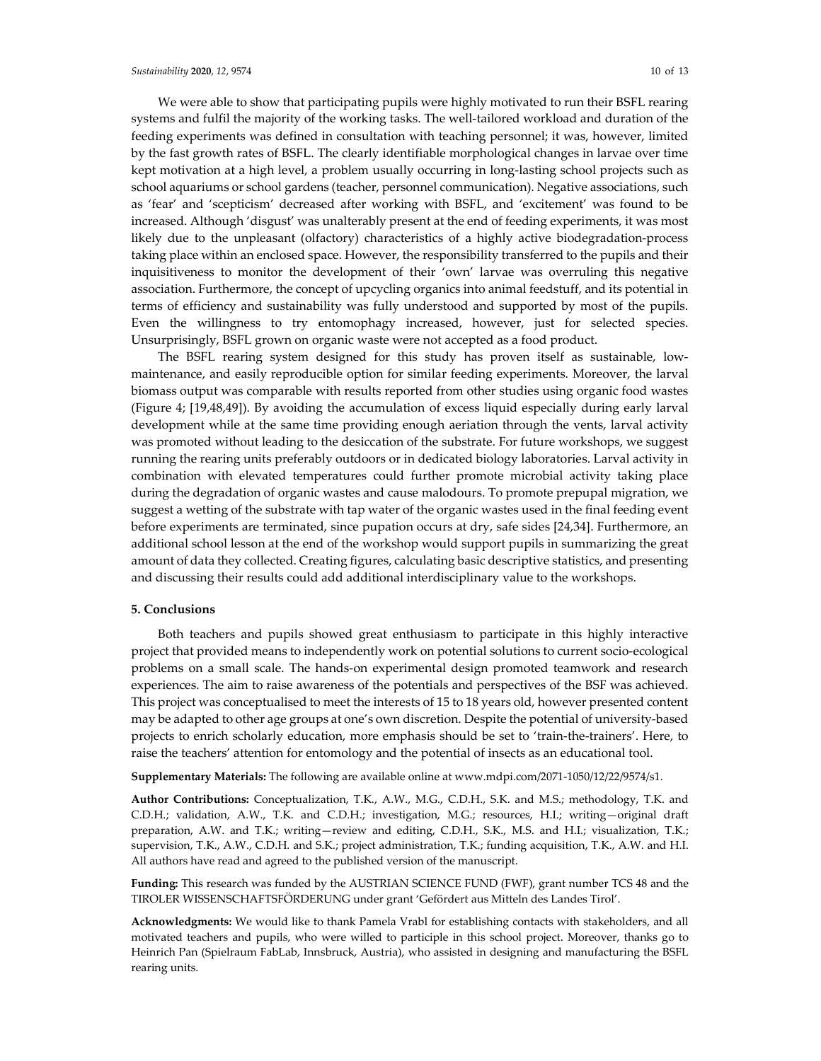We were able to show that participating pupils were highly motivated to run their BSFL rearing systems and fulfil the majority of the working tasks. The well-tailored workload and duration of the feeding experiments was defined in consultation with teaching personnel; it was, however, limited by the fast growth rates of BSFL. The clearly identifiable morphological changes in larvae over time kept motivation at a high level, a problem usually occurring in long-lasting school projects such as school aquariums or school gardens (teacher, personnel communication). Negative associations, such as 'fear' and 'scepticism' decreased after working with BSFL, and 'excitement' was found to be increased. Although 'disgust' was unalterably present at the end of feeding experiments, it was most likely due to the unpleasant (olfactory) characteristics of a highly active biodegradation-process taking place within an enclosed space. However, the responsibility transferred to the pupils and their inquisitiveness to monitor the development of their 'own' larvae was overruling this negative association. Furthermore, the concept of upcycling organics into animal feedstuff, and its potential in terms of efficiency and sustainability was fully understood and supported by most of the pupils. Even the willingness to try entomophagy increased, however, just for selected species. Unsurprisingly, BSFL grown on organic waste were not accepted as a food product.

The BSFL rearing system designed for this study has proven itself as sustainable, low-maintenance, and easily reproducible option for similar feeding experiments. Moreover, the larval biomass output was comparable with results reported from other studies using organic food wastes (Figure 4; [19,48,49]). By avoiding the accumulation of excess liquid especially during early larval development while at the same time providing enough aeration through the vents, larval activity was promoted without leading to the desiccation of the substrate. For future workshops, we suggest running the rearing units preferably outdoors or in dedicated biology laboratories. Larval activity in combination with elevated temperatures could further promote microbial activity taking place during the degradation of organic wastes and cause malodours. To promote prepupal migration, we suggest a wetting of the substrate with tap water of the organic wastes used in the final feeding event before experiments are terminated, since pupation occurs at dry, safe sides [24,34]. Furthermore, an additional school lesson at the end of the workshop would support pupils in summarizing the great amount of data they collected. Creating figures, calculating basic descriptive statistics, and presenting and discussing their results could add additional interdisciplinary value to the workshops.

## 5. Conclusions

Both teachers and pupils showed great enthusiasm to participate in this highly interactive project that provided means to independently work on potential solutions to current socio-ecological problems on a small scale. The hands-on experimental design promoted teamwork and research experiences. The aim to raise awareness of the potentials and perspectives of the BSF was achieved. This project was conceptualised to meet the interests of 15 to 18 years old, however presented content may be adapted to other age groups at one's own discretion. Despite the potential of university-based projects to enrich scholarly education, more emphasis should be set to 'train-the-trainers'. Here, to raise the teachers' attention for entomology and the potential of insects as an educational tool.

**Supplementary Materials:** The following are available online at www.mdpi.com/2071-1050/12/22/9574/s1.

**Author Contributions:** Conceptualization, T.K., A.W., M.G., C.D.H., S.K. and M.S.; methodology, T.K. and C.D.H.; validation, A.W., T.K. and C.D.H.; investigation, M.G.; resources, H.I.; writing—original draft preparation, A.W. and T.K.; writing—review and editing, C.D.H., S.K., M.S. and H.I.; visualization, T.K.; supervision, T.K., A.W., C.D.H. and S.K.; project administration, T.K.; funding acquisition, T.K., A.W. and H.I. All authors have read and agreed to the published version of the manuscript.

**Funding:** This research was funded by the AUSTRIAN SCIENCE FUND (FWF), grant number TCS 48 and the TIROLER WISSENSCHAFTSFÖRDERUNG under grant 'Gefördert aus Mitteln des Landes Tirol'.

**Acknowledgments:** We would like to thank Pamela Vrabl for establishing contacts with stakeholders, and all motivated teachers and pupils, who were willed to participle in this school project. Moreover, thanks go to Heinrich Pan (Spielraum FabLab, Innsbruck, Austria), who assisted in designing and manufacturing the BSFL rearing units.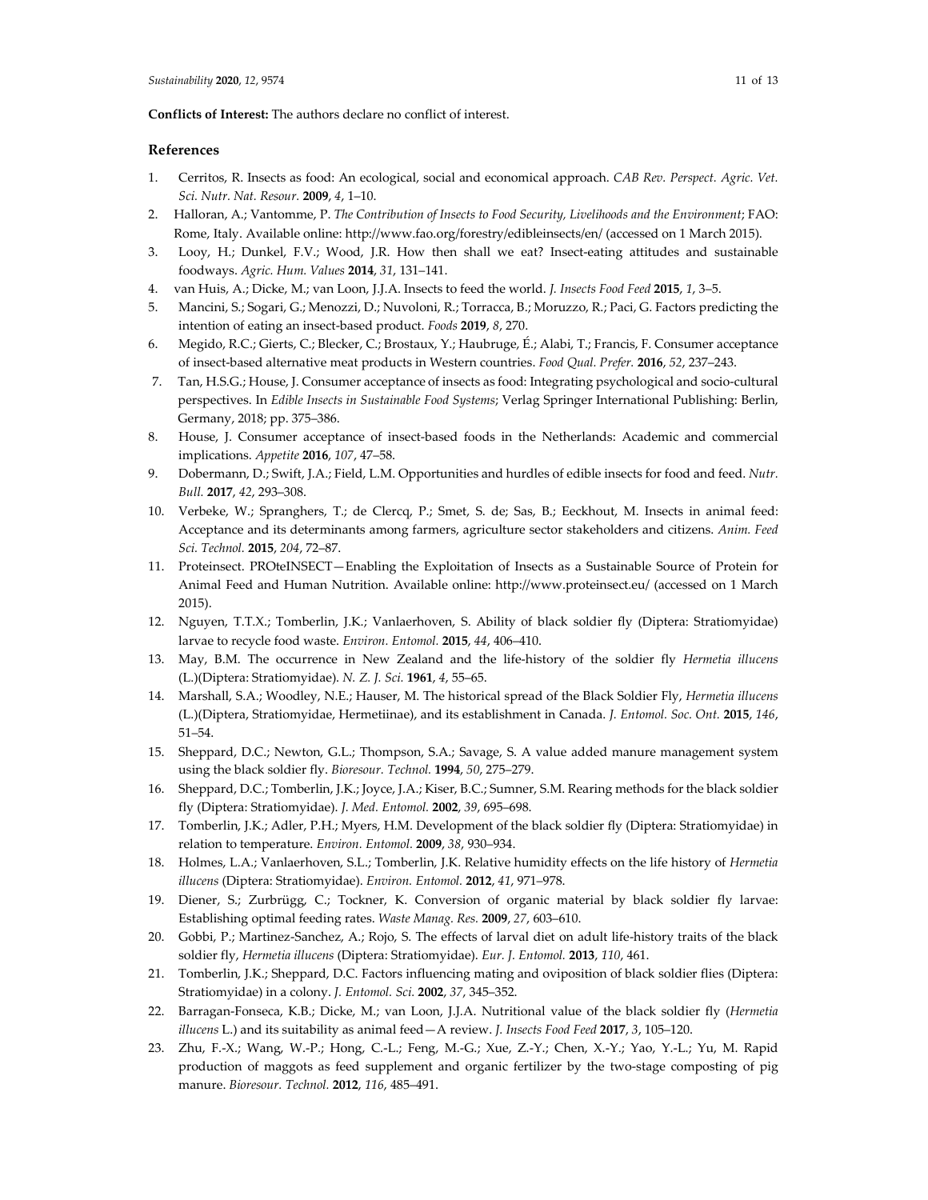**Conflicts of Interest:** The authors declare no conflict of interest.

## References

1. Cerritos, R. Insects as food: An ecological, social and economical approach. *CAB Rev. Perspect. Agric. Vet. Sci. Nutr. Nat. Resour.* **2009**, *4*, 1–10.
2. Halloran, A.; Vantomme, P. *The Contribution of Insects to Food Security, Livelihoods and the Environment*; FAO: Rome, Italy. Available online: http://www.fao.org/forestry/edibleinsects/en/ (accessed on 1 March 2015).
3. Looy, H.; Dunkel, F.V.; Wood, J.R. How then shall we eat? Insect-eating attitudes and sustainable foodways. *Agric. Hum. Values* **2014**, *31*, 131–141.
4. van Huis, A.; Dicke, M.; van Loon, J.J.A. Insects to feed the world. *J. Insects Food Feed* **2015**, *1*, 3–5.
5. Mancini, S.; Sogari, G.; Menozzi, D.; Nuvoloni, R.; Torracca, B.; Moruzzo, R.; Paci, G. Factors predicting the intention of eating an insect-based product. *Foods* **2019**, *8*, 270.
6. Megido, R.C.; Gierts, C.; Blecker, C.; Brostaux, Y.; Haubruge, É.; Alabi, T.; Francis, F. Consumer acceptance of insect-based alternative meat products in Western countries. *Food Qual. Prefer.* **2016**, *52*, 237–243.
7. Tan, H.S.G.; House, J. Consumer acceptance of insects as food: Integrating psychological and socio-cultural perspectives. In *Edible Insects in Sustainable Food Systems*; Verlag Springer International Publishing: Berlin, Germany, 2018; pp. 375–386.
8. House, J. Consumer acceptance of insect-based foods in the Netherlands: Academic and commercial implications. *Appetite* **2016**, *107*, 47–58.
9. Dobermann, D.; Swift, J.A.; Field, L.M. Opportunities and hurdles of edible insects for food and feed. *Nutr. Bull.* **2017**, *42*, 293–308.
10. Verbeke, W.; Spranghers, T.; de Clercq, P.; Smet, S. de; Sas, B.; Eeckhout, M. Insects in animal feed: Acceptance and its determinants among farmers, agriculture sector stakeholders and citizens. *Anim. Feed Sci. Technol.* **2015**, *204*, 72–87.
11. Proteinsect. PROteINSECT—Enabling the Exploitation of Insects as a Sustainable Source of Protein for Animal Feed and Human Nutrition. Available online: http://www.proteinsect.eu/ (accessed on 1 March 2015).
12. Nguyen, T.T.X.; Tomberlin, J.K.; Vanlaerhoven, S. Ability of black soldier fly (Diptera: Stratiomyidae) larvae to recycle food waste. *Environ. Entomol.* **2015**, *44*, 406–410.
13. May, B.M. The occurrence in New Zealand and the life-history of the soldier fly *Hermetia illucens* (L.)(Diptera: Stratiomyidae). *N. Z. J. Sci.* **1961**, *4*, 55–65.
14. Marshall, S.A.; Woodley, N.E.; Hauser, M. The historical spread of the Black Soldier Fly, *Hermetia illucens* (L.)(Diptera, Stratiomyidae, Hermetiinae), and its establishment in Canada. *J. Entomol. Soc. Ont.* **2015**, *146*, 51–54.
15. Sheppard, D.C.; Newton, G.L.; Thompson, S.A.; Savage, S. A value added manure management system using the black soldier fly. *Bioresour. Technol.* **1994**, *50*, 275–279.
16. Sheppard, D.C.; Tomberlin, J.K.; Joyce, J.A.; Kiser, B.C.; Sumner, S.M. Rearing methods for the black soldier fly (Diptera: Stratiomyidae). *J. Med. Entomol.* **2002**, *39*, 695–698.
17. Tomberlin, J.K.; Adler, P.H.; Myers, H.M. Development of the black soldier fly (Diptera: Stratiomyidae) in relation to temperature. *Environ. Entomol.* **2009**, *38*, 930–934.
18. Holmes, L.A.; Vanlaerhoven, S.L.; Tomberlin, J.K. Relative humidity effects on the life history of *Hermetia illucens* (Diptera: Stratiomyidae). *Environ. Entomol.* **2012**, *41*, 971–978.
19. Diener, S.; Zurbrügg, C.; Tockner, K. Conversion of organic material by black soldier fly larvae: Establishing optimal feeding rates. *Waste Manag. Res.* **2009**, *27*, 603–610.
20. Gobbi, P.; Martinez-Sanchez, A.; Rojo, S. The effects of larval diet on adult life-history traits of the black soldier fly, *Hermetia illucens* (Diptera: Stratiomyidae). *Eur. J. Entomol.* **2013**, *110*, 461.
21. Tomberlin, J.K.; Sheppard, D.C. Factors influencing mating and oviposition of black soldier flies (Diptera: Stratiomyidae) in a colony. *J. Entomol. Sci.* **2002**, *37*, 345–352.
22. Barragan-Fonseca, K.B.; Dicke, M.; van Loon, J.J.A. Nutritional value of the black soldier fly (*Hermetia illucens* L.) and its suitability as animal feed—A review. *J. Insects Food Feed* **2017**, *3*, 105–120.
23. Zhu, F.-X.; Wang, W.-P.; Hong, C.-L.; Feng, M.-G.; Xue, Z.-Y.; Chen, X.-Y.; Yao, Y.-L.; Yu, M. Rapid production of maggots as feed supplement and organic fertilizer by the two-stage composting of pig manure. *Bioresour. Technol.* **2012**, *116*, 485–491.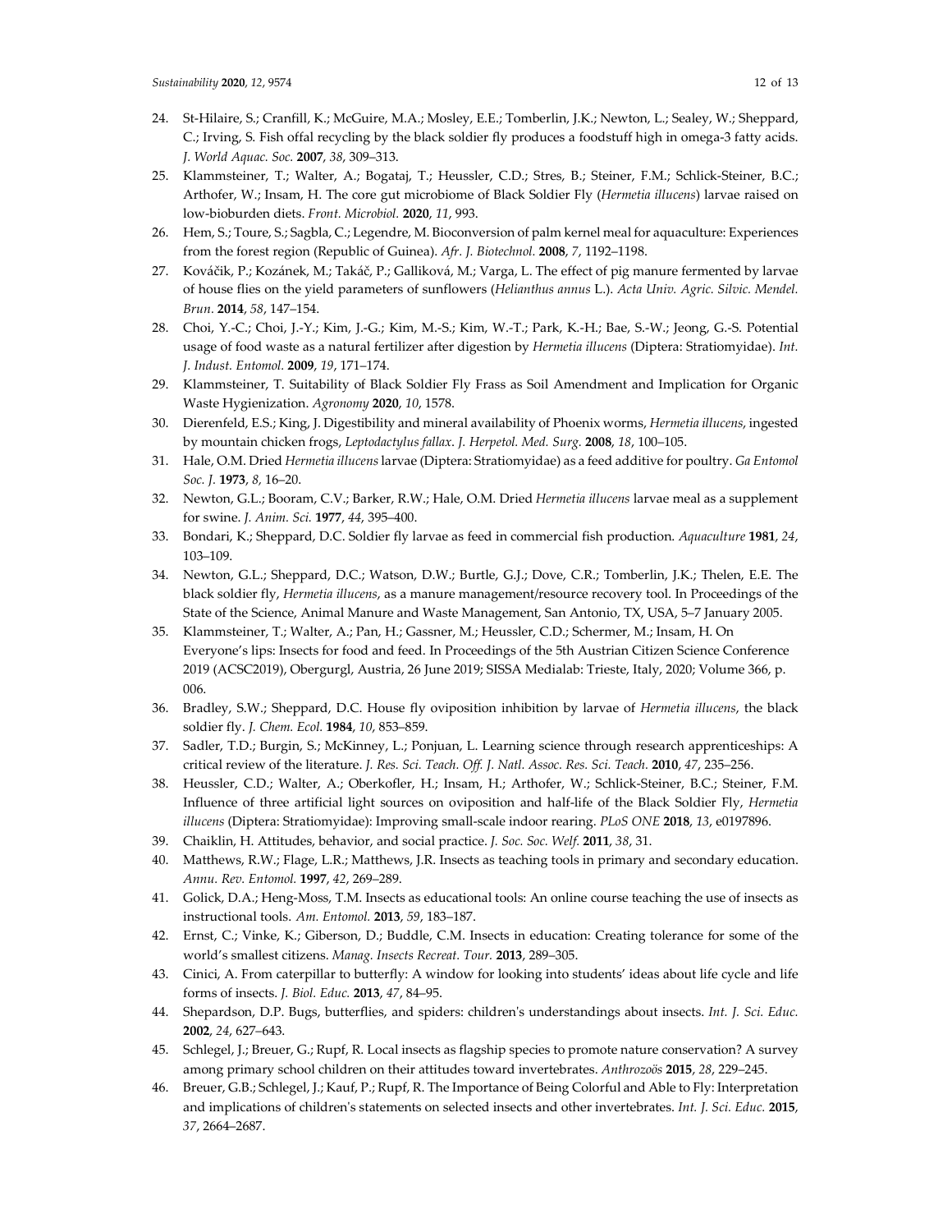24. St-Hilaire, S.; Cranfill, K.; McGuire, M.A.; Mosley, E.E.; Tomberlin, J.K.; Newton, L.; Sealey, W.; Sheppard, C.; Irving, S. Fish offal recycling by the black soldier fly produces a foodstuff high in omega-3 fatty acids. *J. World Aquac. Soc.* **2007**, *38*, 309–313.
25. Klammsteiner, T.; Walter, A.; Bogataj, T.; Heussler, C.D.; Stres, B.; Steiner, F.M.; Schlick-Steiner, B.C.; Arthofer, W.; Insam, H. The core gut microbiome of Black Soldier Fly (*Hermetia illucens*) larvae raised on low-bioburden diets. *Front. Microbiol.* **2020**, *11*, 993.
26. Hem, S.; Toure, S.; Sagbla, C.; Legendre, M. Bioconversion of palm kernel meal for aquaculture: Experiences from the forest region (Republic of Guinea). *Afr. J. Biotechnol.* **2008**, *7*, 1192–1198.
27. Kováčik, P.; Kozánek, M.; Takáč, P.; Galliková, M.; Varga, L. The effect of pig manure fermented by larvae of house flies on the yield parameters of sunflowers (*Helianthus annus* L.). *Acta Univ. Agric. Silvic. Mendel. Brun.* **2014**, *58*, 147–154.
28. Choi, Y.-C.; Choi, J.-Y.; Kim, J.-G.; Kim, M.-S.; Kim, W.-T.; Park, K.-H.; Bae, S.-W.; Jeong, G.-S. Potential usage of food waste as a natural fertilizer after digestion by *Hermetia illucens* (Diptera: Stratiomyidae). *Int. J. Indust. Entomol.* **2009**, *19*, 171–174.
29. Klammsteiner, T. Suitability of Black Soldier Fly Frass as Soil Amendment and Implication for Organic Waste Hygienization. *Agronomy* **2020**, *10*, 1578.
30. Dierenfeld, E.S.; King, J. Digestibility and mineral availability of Phoenix worms, *Hermetia illucens*, ingested by mountain chicken frogs, *Leptodactylus fallax*. *J. Herpetol. Med. Surg.* **2008**, *18*, 100–105.
31. Hale, O.M. Dried *Hermetia illucens* larvae (Diptera: Stratiomyidae) as a feed additive for poultry. *Ga Entomol Soc. J.* **1973**, *8*, 16–20.
32. Newton, G.L.; Booram, C.V.; Barker, R.W.; Hale, O.M. Dried *Hermetia illucens* larvae meal as a supplement for swine. *J. Anim. Sci.* **1977**, *44*, 395–400.
33. Bondari, K.; Sheppard, D.C. Soldier fly larvae as feed in commercial fish production. *Aquaculture* **1981**, *24*, 103–109.
34. Newton, G.L.; Sheppard, D.C.; Watson, D.W.; Burtle, G.J.; Dove, C.R.; Tomberlin, J.K.; Thelen, E.E. The black soldier fly, *Hermetia illucens*, as a manure management/resource recovery tool. In Proceedings of the State of the Science, Animal Manure and Waste Management, San Antonio, TX, USA, 5–7 January 2005.
35. Klammsteiner, T.; Walter, A.; Pan, H.; Gassner, M.; Heussler, C.D.; Schermer, M.; Insam, H. On Everyone's lips: Insects for food and feed. In Proceedings of the 5th Austrian Citizen Science Conference 2019 (ACSC2019), Obergurgl, Austria, 26 June 2019; SISSA Medialab: Trieste, Italy, 2020; Volume 366, p. 006.
36. Bradley, S.W.; Sheppard, D.C. House fly oviposition inhibition by larvae of *Hermetia illucens*, the black soldier fly. *J. Chem. Ecol.* **1984**, *10*, 853–859.
37. Sadler, T.D.; Burgin, S.; McKinney, L.; Ponjuan, L. Learning science through research apprenticeships: A critical review of the literature. *J. Res. Sci. Teach. Off. J. Natl. Assoc. Res. Sci. Teach.* **2010**, *47*, 235–256.
38. Heussler, C.D.; Walter, A.; Oberkofler, H.; Insam, H.; Arthofer, W.; Schlick-Steiner, B.C.; Steiner, F.M. Influence of three artificial light sources on oviposition and half-life of the Black Soldier Fly, *Hermetia illucens* (Diptera: Stratiomyidae): Improving small-scale indoor rearing. *PLoS ONE* **2018**, *13*, e0197896.
39. Chaiklin, H. Attitudes, behavior, and social practice. *J. Soc. Soc. Welf.* **2011**, *38*, 31.
40. Matthews, R.W.; Flage, L.R.; Matthews, J.R. Insects as teaching tools in primary and secondary education. *Annu. Rev. Entomol.* **1997**, *42*, 269–289.
41. Golick, D.A.; Heng-Moss, T.M. Insects as educational tools: An online course teaching the use of insects as instructional tools. *Am. Entomol.* **2013**, *59*, 183–187.
42. Ernst, C.; Vinke, K.; Giberson, D.; Buddle, C.M. Insects in education: Creating tolerance for some of the world's smallest citizens. *Manag. Insects Recreat. Tour.* **2013**, 289–305.
43. Cinici, A. From caterpillar to butterfly: A window for looking into students' ideas about life cycle and life forms of insects. *J. Biol. Educ.* **2013**, *47*, 84–95.
44. Shepardson, D.P. Bugs, butterflies, and spiders: children's understandings about insects. *Int. J. Sci. Educ.* **2002**, *24*, 627–643.
45. Schlegel, J.; Breuer, G.; Rupf, R. Local insects as flagship species to promote nature conservation? A survey among primary school children on their attitudes toward invertebrates. *Anthrozoös* **2015**, *28*, 229–245.
46. Breuer, G.B.; Schlegel, J.; Kauf, P.; Rupf, R. The Importance of Being Colorful and Able to Fly: Interpretation and implications of children's statements on selected insects and other invertebrates. *Int. J. Sci. Educ.* **2015**, *37*, 2664–2687.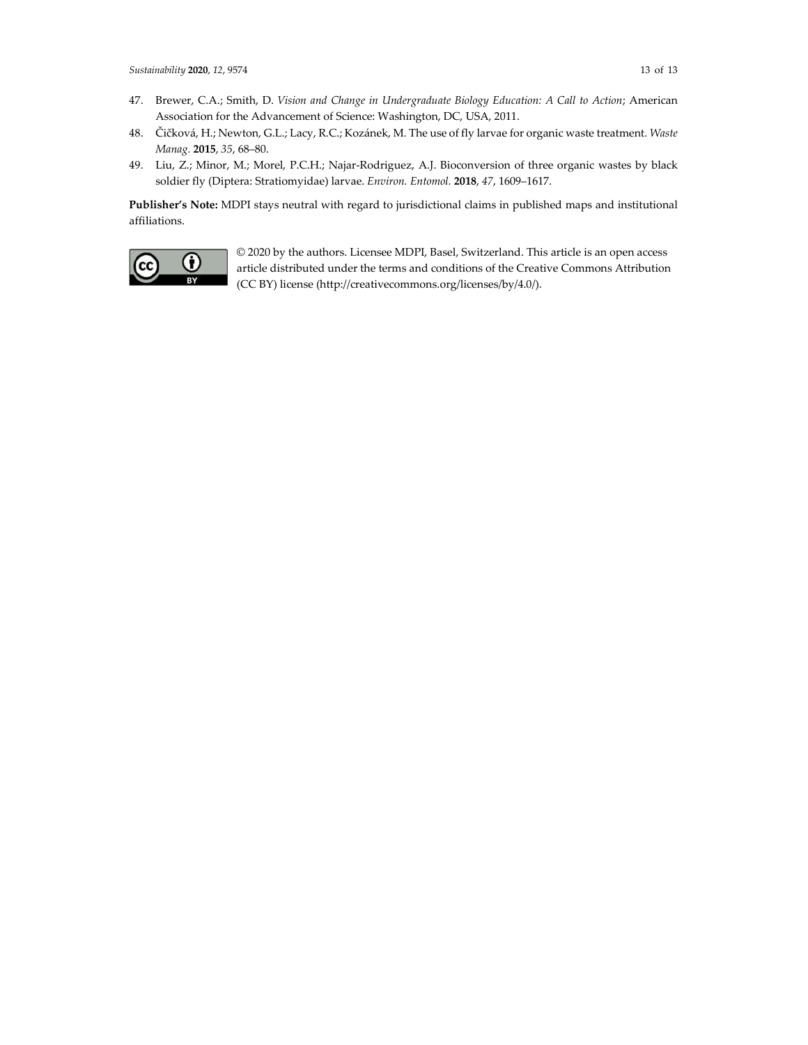47. Brewer, C.A.; Smith, D. *Vision and Change in Undergraduate Biology Education: A Call to Action*; American Association for the Advancement of Science: Washington, DC, USA, 2011.
48. Čičková, H.; Newton, G.L.; Lacy, R.C.; Kozánek, M. The use of fly larvae for organic waste treatment. *Waste Manag.* **2015**, *35*, 68–80.
49. Liu, Z.; Minor, M.; Morel, P.C.H.; Najar-Rodriguez, A.J. Bioconversion of three organic wastes by black soldier fly (Diptera: Stratiomyidae) larvae. *Environ. Entomol.* **2018**, *47*, 1609–1617.

**Publisher's Note:** MDPI stays neutral with regard to jurisdictional claims in published maps and institutional affiliations.

© 2020 by the authors. Licensee MDPI, Basel, Switzerland. This article is an open access article distributed under the terms and conditions of the Creative Commons Attribution (CC BY) license (http://creativecommons.org/licenses/by/4.0/).